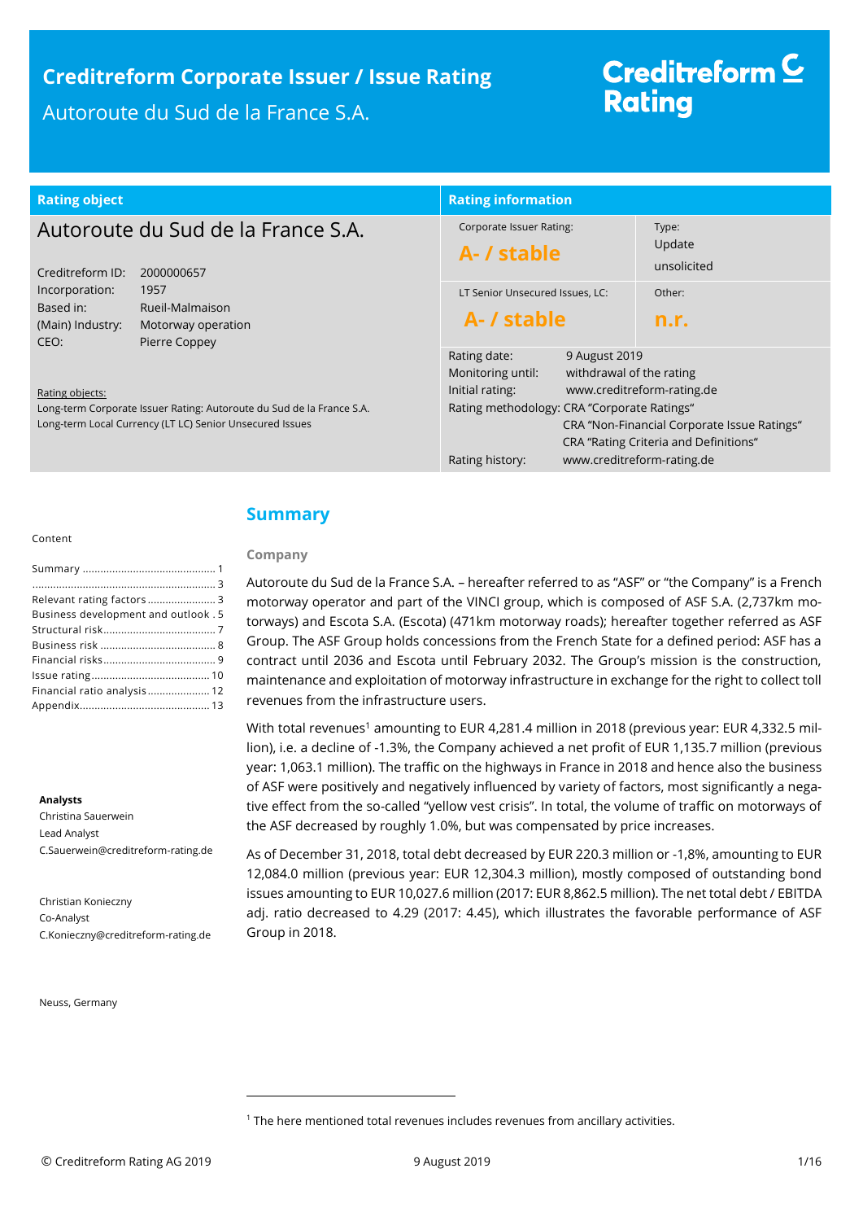# Creditreform Corporate Issuer / Issue Rating

Autoroute du Sud de la France S.A.

**Creditreform Rating**

| Rating object | |
|---|---|
| **Autoroute du Sud de la France S.A.** | |
| Creditreform ID: | 2000000657 |
| Incorporation: | 1957 |
| Based in: | Rueil-Malmaison |
| (Main) Industry: | Motorway operation |
| CEO: | Pierre Coppey |

Rating objects:
Long-term Corporate Issuer Rating: Autoroute du Sud de la France S.A.
Long-term Local Currency (LT LC) Senior Unsecured Issues

| Rating information | |
|---|---|
| Corporate Issuer Rating: **A- / stable** | Type: Update unsolicited |
| LT Senior Unsecured Issues, LC: **A- / stable** | Other: **n.r.** |

| | |
|---|---|
| Rating date: | 9 August 2019 |
| Monitoring until: | withdrawal of the rating |
| Initial rating: | www.creditreform-rating.de |
| Rating methodology: | CRA "Corporate Ratings" |
| | CRA "Non-Financial Corporate Issue Ratings" |
| | CRA "Rating Criteria and Definitions" |
| Rating history: | www.creditreform-rating.de |

Content

- Summary ........ 1
- ........ 3
- Relevant rating factors ........ 3
- Business development and outlook . 5
- Structural risk ........ 7
- Business risk ........ 8
- Financial risks ........ 9
- Issue rating ........ 10
- Financial ratio analysis ........ 12
- Appendix ........ 13

**Analysts**

Christina Sauerwein
Lead Analyst
C.Sauerwein@creditreform-rating.de

Christian Konieczny
Co-Analyst
C.Konieczny@creditreform-rating.de

Neuss, Germany

## Summary

### Company

Autoroute du Sud de la France S.A. – hereafter referred to as "ASF" or "the Company" is a French motorway operator and part of the VINCI group, which is composed of ASF S.A. (2,737km motorways) and Escota S.A. (Escota) (471km motorway roads); hereafter together referred as ASF Group. The ASF Group holds concessions from the French State for a defined period: ASF has a contract until 2036 and Escota until February 2032. The Group's mission is the construction, maintenance and exploitation of motorway infrastructure in exchange for the right to collect toll revenues from the infrastructure users.

With total revenues[1] amounting to EUR 4,281.4 million in 2018 (previous year: EUR 4,332.5 million), i.e. a decline of -1.3%, the Company achieved a net profit of EUR 1,135.7 million (previous year: 1,063.1 million). The traffic on the highways in France in 2018 and hence also the business of ASF were positively and negatively influenced by variety of factors, most significantly a negative effect from the so-called "yellow vest crisis". In total, the volume of traffic on motorways of the ASF decreased by roughly 1.0%, but was compensated by price increases.

As of December 31, 2018, total debt decreased by EUR 220.3 million or -1,8%, amounting to EUR 12,084.0 million (previous year: EUR 12,304.3 million), mostly composed of outstanding bond issues amounting to EUR 10,027.6 million (2017: EUR 8,862.5 million). The net total debt / EBITDA adj. ratio decreased to 4.29 (2017: 4.45), which illustrates the favorable performance of ASF Group in 2018.

[1] The here mentioned total revenues includes revenues from ancillary activities.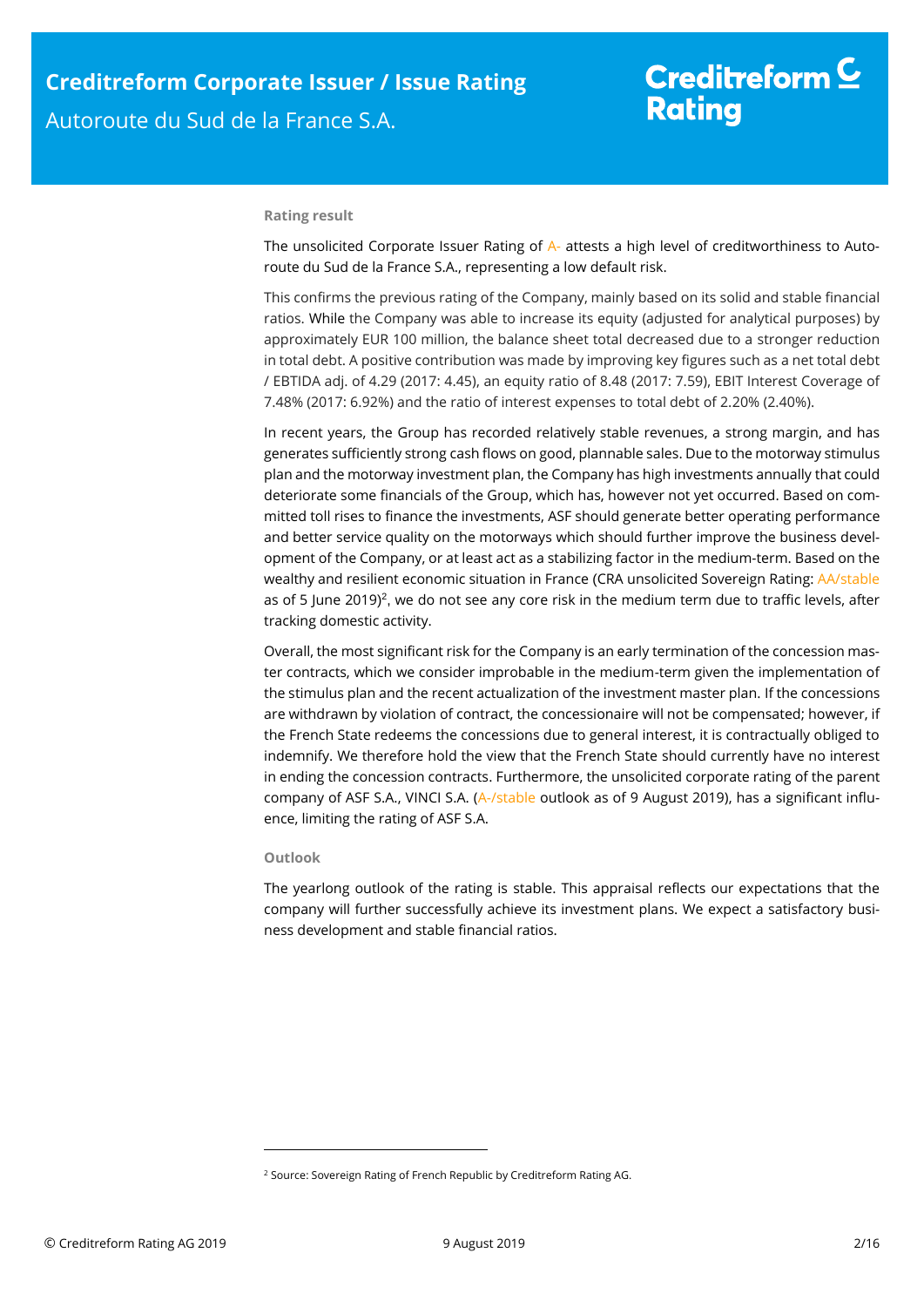### Rating result

The unsolicited Corporate Issuer Rating of A- attests a high level of creditworthiness to Autoroute du Sud de la France S.A., representing a low default risk.

This confirms the previous rating of the Company, mainly based on its solid and stable financial ratios. While the Company was able to increase its equity (adjusted for analytical purposes) by approximately EUR 100 million, the balance sheet total decreased due to a stronger reduction in total debt. A positive contribution was made by improving key figures such as a net total debt / EBTIDA adj. of 4.29 (2017: 4.45), an equity ratio of 8.48 (2017: 7.59), EBIT Interest Coverage of 7.48% (2017: 6.92%) and the ratio of interest expenses to total debt of 2.20% (2.40%).

In recent years, the Group has recorded relatively stable revenues, a strong margin, and has generates sufficiently strong cash flows on good, plannable sales. Due to the motorway stimulus plan and the motorway investment plan, the Company has high investments annually that could deteriorate some financials of the Group, which has, however not yet occurred. Based on committed toll rises to finance the investments, ASF should generate better operating performance and better service quality on the motorways which should further improve the business development of the Company, or at least act as a stabilizing factor in the medium-term. Based on the wealthy and resilient economic situation in France (CRA unsolicited Sovereign Rating: AA/stable as of 5 June 2019)[2], we do not see any core risk in the medium term due to traffic levels, after tracking domestic activity.

Overall, the most significant risk for the Company is an early termination of the concession master contracts, which we consider improbable in the medium-term given the implementation of the stimulus plan and the recent actualization of the investment master plan. If the concessions are withdrawn by violation of contract, the concessionaire will not be compensated; however, if the French State redeems the concessions due to general interest, it is contractually obliged to indemnify. We therefore hold the view that the French State should currently have no interest in ending the concession contracts. Furthermore, the unsolicited corporate rating of the parent company of ASF S.A., VINCI S.A. (A-/stable outlook as of 9 August 2019), has a significant influence, limiting the rating of ASF S.A.

### Outlook

The yearlong outlook of the rating is stable. This appraisal reflects our expectations that the company will further successfully achieve its investment plans. We expect a satisfactory business development and stable financial ratios.

[2] Source: Sovereign Rating of French Republic by Creditreform Rating AG.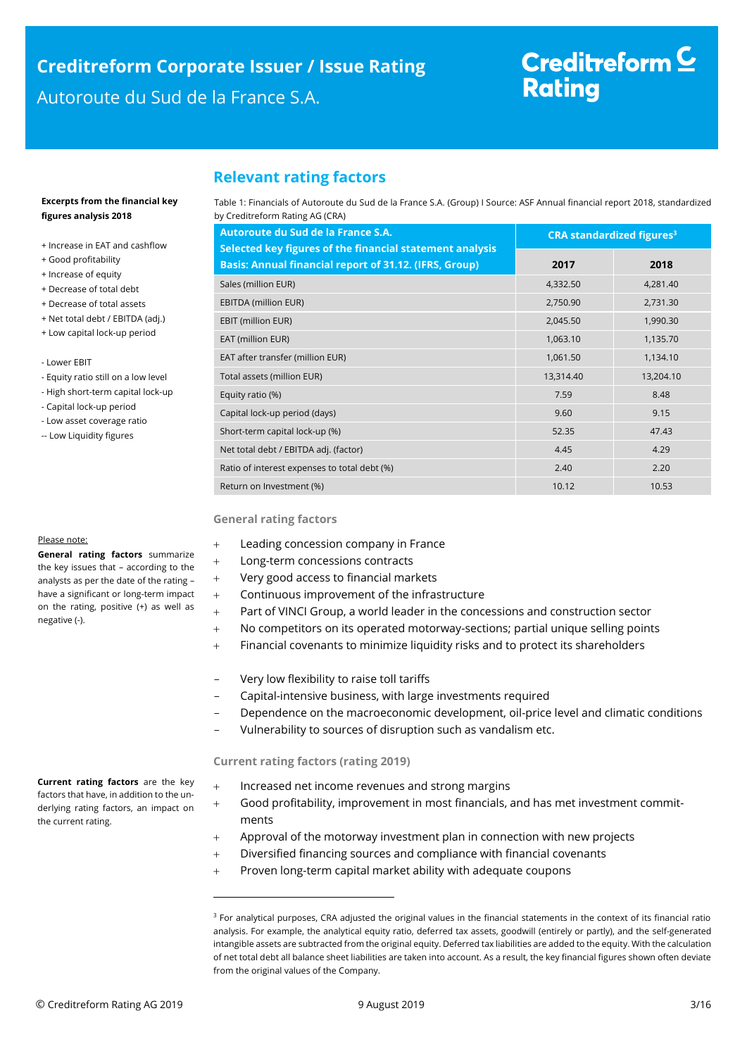## Relevant rating factors

**Excerpts from the financial key figures analysis 2018**

+ Increase in EAT and cashflow
+ Good profitability
+ Increase of equity
+ Decrease of total debt
+ Decrease of total assets
+ Net total debt / EBITDA (adj.)
+ Low capital lock-up period

- Lower EBIT
- Equity ratio still on a low level
- High short-term capital lock-up
- Capital lock-up period
- Low asset coverage ratio
-- Low Liquidity figures

Table 1: Financials of Autoroute du Sud de la France S.A. (Group) I Source: ASF Annual financial report 2018, standardized by Creditreform Rating AG (CRA)

| Autoroute du Sud de la France S.A. Selected key figures of the financial statement analysis Basis: Annual financial report of 31.12. (IFRS, Group) | CRA standardized figures[3] | |
|---|---|---|
| | 2017 | 2018 |
| Sales (million EUR) | 4,332.50 | 4,281.40 |
| EBITDA (million EUR) | 2,750.90 | 2,731.30 |
| EBIT (million EUR) | 2,045.50 | 1,990.30 |
| EAT (million EUR) | 1,063.10 | 1,135.70 |
| EAT after transfer (million EUR) | 1,061.50 | 1,134.10 |
| Total assets (million EUR) | 13,314.40 | 13,204.10 |
| Equity ratio (%) | 7.59 | 8.48 |
| Capital lock-up period (days) | 9.60 | 9.15 |
| Short-term capital lock-up (%) | 52.35 | 47.43 |
| Net total debt / EBITDA adj. (factor) | 4.45 | 4.29 |
| Ratio of interest expenses to total debt (%) | 2.40 | 2.20 |
| Return on Investment (%) | 10.12 | 10.53 |

Please note:

**General rating factors** summarize the key issues that – according to the analysts as per the date of the rating – have a significant or long-term impact on the rating, positive (+) as well as negative (-).

### General rating factors

+ Leading concession company in France
+ Long-term concessions contracts
+ Very good access to financial markets
+ Continuous improvement of the infrastructure
+ Part of VINCI Group, a world leader in the concessions and construction sector
+ No competitors on its operated motorway-sections; partial unique selling points
+ Financial covenants to minimize liquidity risks and to protect its shareholders

– Very low flexibility to raise toll tariffs
– Capital-intensive business, with large investments required
– Dependence on the macroeconomic development, oil-price level and climatic conditions
– Vulnerability to sources of disruption such as vandalism etc.

**Current rating factors** are the key factors that have, in addition to the underlying rating factors, an impact on the current rating.

### Current rating factors (rating 2019)

+ Increased net income revenues and strong margins
+ Good profitability, improvement in most financials, and has met investment commitments
+ Approval of the motorway investment plan in connection with new projects
+ Diversified financing sources and compliance with financial covenants
+ Proven long-term capital market ability with adequate coupons

[3] For analytical purposes, CRA adjusted the original values in the financial statements in the context of its financial ratio analysis. For example, the analytical equity ratio, deferred tax assets, goodwill (entirely or partly), and the self-generated intangible assets are subtracted from the original equity. Deferred tax liabilities are added to the equity. With the calculation of net total debt all balance sheet liabilities are taken into account. As a result, the key financial figures shown often deviate from the original values of the Company.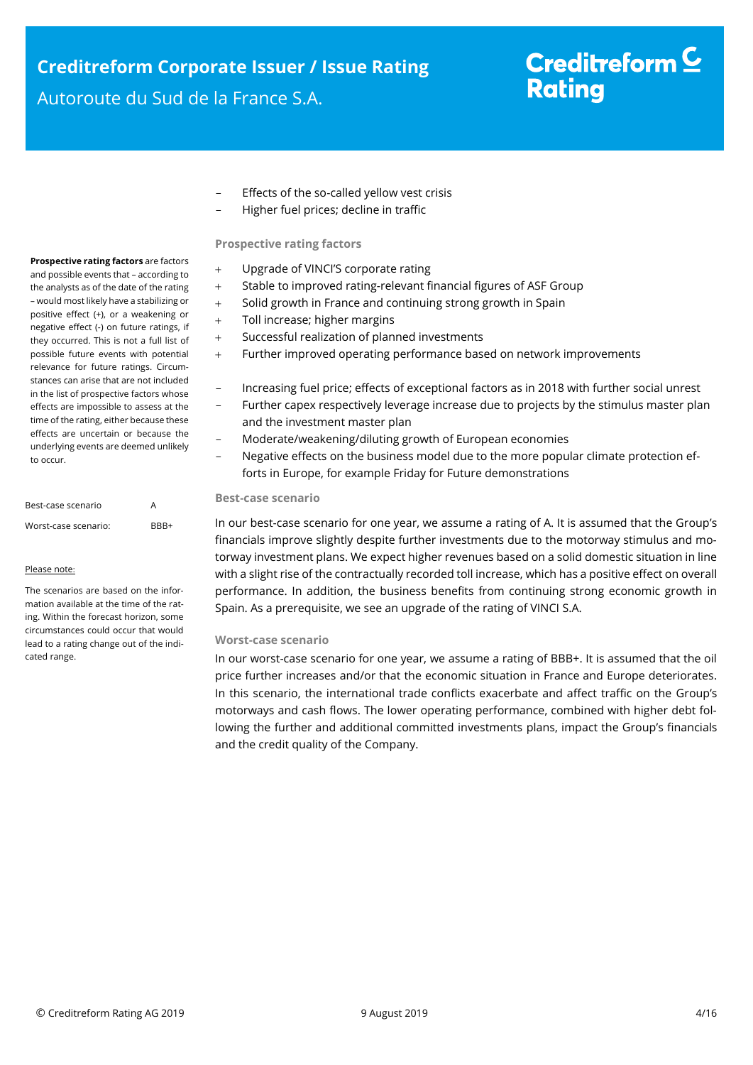- Effects of the so-called yellow vest crisis
- Higher fuel prices; decline in traffic

### Prospective rating factors

**Prospective rating factors** are factors and possible events that – according to the analysts as of the date of the rating – would most likely have a stabilizing or positive effect (+), or a weakening or negative effect (-) on future ratings, if they occurred. This is not a full list of possible future events with potential relevance for future ratings. Circumstances can arise that are not included in the list of prospective factors whose effects are impossible to assess at the time of the rating, either because these effects are uncertain or because the underlying events are deemed unlikely to occur.

+ Upgrade of VINCI'S corporate rating
+ Stable to improved rating-relevant financial figures of ASF Group
+ Solid growth in France and continuing strong growth in Spain
+ Toll increase; higher margins
+ Successful realization of planned investments
+ Further improved operating performance based on network improvements

- Increasing fuel price; effects of exceptional factors as in 2018 with further social unrest
- Further capex respectively leverage increase due to projects by the stimulus master plan and the investment master plan
- Moderate/weakening/diluting growth of European economies
- Negative effects on the business model due to the more popular climate protection efforts in Europe, for example Friday for Future demonstrations

| Best-case scenario | A |
|---|---|
| Worst-case scenario: | BBB+ |

Please note:

The scenarios are based on the information available at the time of the rating. Within the forecast horizon, some circumstances could occur that would lead to a rating change out of the indicated range.

### Best-case scenario

In our best-case scenario for one year, we assume a rating of A. It is assumed that the Group's financials improve slightly despite further investments due to the motorway stimulus and motorway investment plans. We expect higher revenues based on a solid domestic situation in line with a slight rise of the contractually recorded toll increase, which has a positive effect on overall performance. In addition, the business benefits from continuing strong economic growth in Spain. As a prerequisite, we see an upgrade of the rating of VINCI S.A.

### Worst-case scenario

In our worst-case scenario for one year, we assume a rating of BBB+. It is assumed that the oil price further increases and/or that the economic situation in France and Europe deteriorates. In this scenario, the international trade conflicts exacerbate and affect traffic on the Group's motorways and cash flows. The lower operating performance, combined with higher debt following the further and additional committed investments plans, impact the Group's financials and the credit quality of the Company.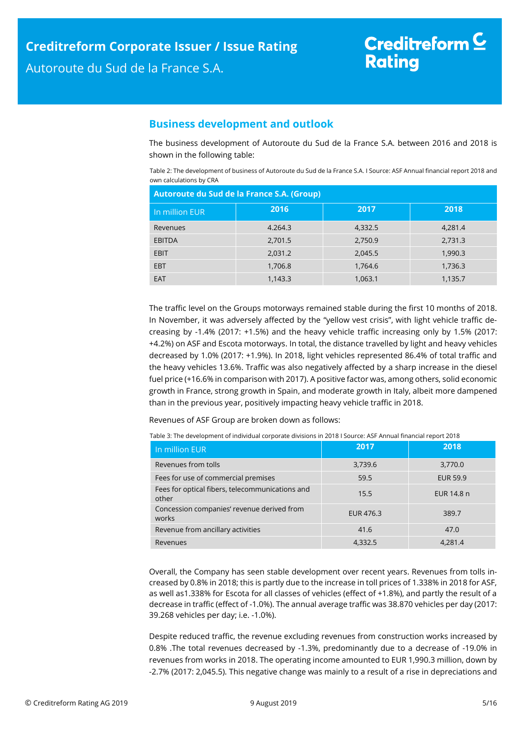## Business development and outlook

The business development of Autoroute du Sud de la France S.A. between 2016 and 2018 is shown in the following table:

Table 2: The development of business of Autoroute du Sud de la France S.A. I Source: ASF Annual financial report 2018 and own calculations by CRA

| Autoroute du Sud de la France S.A. (Group) | | | |
|---|---|---|---|
| In million EUR | 2016 | 2017 | 2018 |
| Revenues | 4.264.3 | 4,332.5 | 4,281.4 |
| EBITDA | 2,701.5 | 2,750.9 | 2,731.3 |
| EBIT | 2,031.2 | 2,045.5 | 1,990.3 |
| EBT | 1,706.8 | 1,764.6 | 1,736.3 |
| EAT | 1,143.3 | 1,063.1 | 1,135.7 |

The traffic level on the Groups motorways remained stable during the first 10 months of 2018. In November, it was adversely affected by the "yellow vest crisis", with light vehicle traffic decreasing by -1.4% (2017: +1.5%) and the heavy vehicle traffic increasing only by 1.5% (2017: +4.2%) on ASF and Escota motorways. In total, the distance travelled by light and heavy vehicles decreased by 1.0% (2017: +1.9%). In 2018, light vehicles represented 86.4% of total traffic and the heavy vehicles 13.6%. Traffic was also negatively affected by a sharp increase in the diesel fuel price (+16.6% in comparison with 2017). A positive factor was, among others, solid economic growth in France, strong growth in Spain, and moderate growth in Italy, albeit more dampened than in the previous year, positively impacting heavy vehicle traffic in 2018.

Revenues of ASF Group are broken down as follows:

Table 3: The development of individual corporate divisions in 2018 I Source: ASF Annual financial report 2018

| In million EUR | 2017 | 2018 |
|---|---|---|
| Revenues from tolls | 3,739.6 | 3,770.0 |
| Fees for use of commercial premises | 59.5 | EUR 59.9 |
| Fees for optical fibers, telecommunications and other | 15.5 | EUR 14.8 n |
| Concession companies' revenue derived from works | EUR 476.3 | 389.7 |
| Revenue from ancillary activities | 41.6 | 47.0 |
| Revenues | 4,332.5 | 4,281.4 |

Overall, the Company has seen stable development over recent years. Revenues from tolls increased by 0.8% in 2018; this is partly due to the increase in toll prices of 1.338% in 2018 for ASF, as well as1.338% for Escota for all classes of vehicles (effect of +1.8%), and partly the result of a decrease in traffic (effect of -1.0%). The annual average traffic was 38.870 vehicles per day (2017: 39.268 vehicles per day; i.e. -1.0%).

Despite reduced traffic, the revenue excluding revenues from construction works increased by 0.8% .The total revenues decreased by -1.3%, predominantly due to a decrease of -19.0% in revenues from works in 2018. The operating income amounted to EUR 1,990.3 million, down by -2.7% (2017: 2,045.5). This negative change was mainly to a result of a rise in depreciations and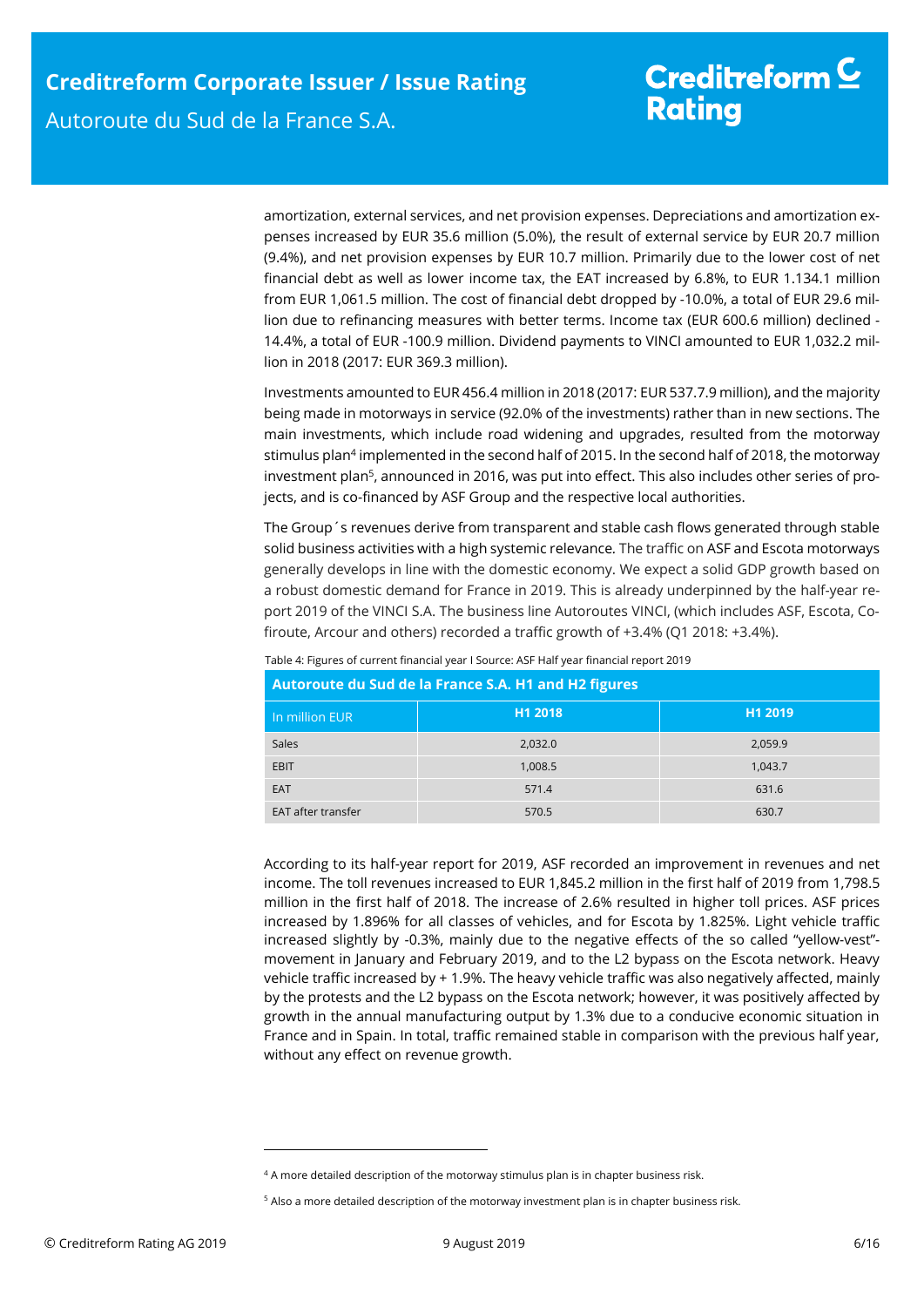amortization, external services, and net provision expenses. Depreciations and amortization expenses increased by EUR 35.6 million (5.0%), the result of external service by EUR 20.7 million (9.4%), and net provision expenses by EUR 10.7 million. Primarily due to the lower cost of net financial debt as well as lower income tax, the EAT increased by 6.8%, to EUR 1.134.1 million from EUR 1,061.5 million. The cost of financial debt dropped by -10.0%, a total of EUR 29.6 million due to refinancing measures with better terms. Income tax (EUR 600.6 million) declined -14.4%, a total of EUR -100.9 million. Dividend payments to VINCI amounted to EUR 1,032.2 million in 2018 (2017: EUR 369.3 million).

Investments amounted to EUR 456.4 million in 2018 (2017: EUR 537.7.9 million), and the majority being made in motorways in service (92.0% of the investments) rather than in new sections. The main investments, which include road widening and upgrades, resulted from the motorway stimulus plan[4] implemented in the second half of 2015. In the second half of 2018, the motorway investment plan[5], announced in 2016, was put into effect. This also includes other series of projects, and is co-financed by ASF Group and the respective local authorities.

The Group´s revenues derive from transparent and stable cash flows generated through stable solid business activities with a high systemic relevance. The traffic on ASF and Escota motorways generally develops in line with the domestic economy. We expect a solid GDP growth based on a robust domestic demand for France in 2019. This is already underpinned by the half-year report 2019 of the VINCI S.A. The business line Autoroutes VINCI, (which includes ASF, Escota, Cofiroute, Arcour and others) recorded a traffic growth of +3.4% (Q1 2018: +3.4%).

Table 4: Figures of current financial year I Source: ASF Half year financial report 2019

| Autoroute du Sud de la France S.A. H1 and H2 figures | | |
|---|---|---|
| In million EUR | H1 2018 | H1 2019 |
| Sales | 2,032.0 | 2,059.9 |
| EBIT | 1,008.5 | 1,043.7 |
| EAT | 571.4 | 631.6 |
| EAT after transfer | 570.5 | 630.7 |

According to its half-year report for 2019, ASF recorded an improvement in revenues and net income. The toll revenues increased to EUR 1,845.2 million in the first half of 2019 from 1,798.5 million in the first half of 2018. The increase of 2.6% resulted in higher toll prices. ASF prices increased by 1.896% for all classes of vehicles, and for Escota by 1.825%. Light vehicle traffic increased slightly by -0.3%, mainly due to the negative effects of the so called "yellow-vest"-movement in January and February 2019, and to the L2 bypass on the Escota network. Heavy vehicle traffic increased by + 1.9%. The heavy vehicle traffic was also negatively affected, mainly by the protests and the L2 bypass on the Escota network; however, it was positively affected by growth in the annual manufacturing output by 1.3% due to a conducive economic situation in France and in Spain. In total, traffic remained stable in comparison with the previous half year, without any effect on revenue growth.

---

[4] A more detailed description of the motorway stimulus plan is in chapter business risk.

[5] Also a more detailed description of the motorway investment plan is in chapter business risk.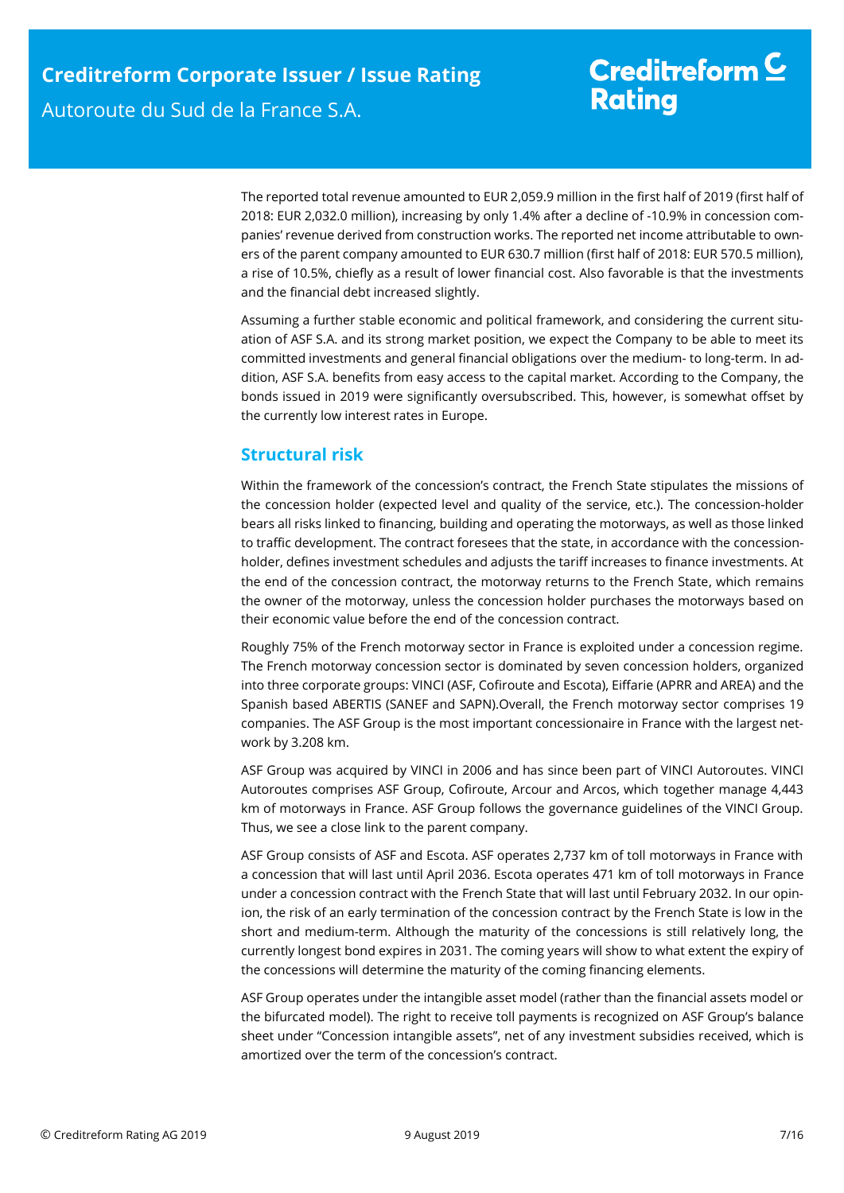The reported total revenue amounted to EUR 2,059.9 million in the first half of 2019 (first half of 2018: EUR 2,032.0 million), increasing by only 1.4% after a decline of -10.9% in concession companies' revenue derived from construction works. The reported net income attributable to owners of the parent company amounted to EUR 630.7 million (first half of 2018: EUR 570.5 million), a rise of 10.5%, chiefly as a result of lower financial cost. Also favorable is that the investments and the financial debt increased slightly.

Assuming a further stable economic and political framework, and considering the current situation of ASF S.A. and its strong market position, we expect the Company to be able to meet its committed investments and general financial obligations over the medium- to long-term. In addition, ASF S.A. benefits from easy access to the capital market. According to the Company, the bonds issued in 2019 were significantly oversubscribed. This, however, is somewhat offset by the currently low interest rates in Europe.

## Structural risk

Within the framework of the concession's contract, the French State stipulates the missions of the concession holder (expected level and quality of the service, etc.). The concession-holder bears all risks linked to financing, building and operating the motorways, as well as those linked to traffic development. The contract foresees that the state, in accordance with the concession-holder, defines investment schedules and adjusts the tariff increases to finance investments. At the end of the concession contract, the motorway returns to the French State, which remains the owner of the motorway, unless the concession holder purchases the motorways based on their economic value before the end of the concession contract.

Roughly 75% of the French motorway sector in France is exploited under a concession regime. The French motorway concession sector is dominated by seven concession holders, organized into three corporate groups: VINCI (ASF, Cofiroute and Escota), Eiffarie (APRR and AREA) and the Spanish based ABERTIS (SANEF and SAPN).Overall, the French motorway sector comprises 19 companies. The ASF Group is the most important concessionaire in France with the largest network by 3.208 km.

ASF Group was acquired by VINCI in 2006 and has since been part of VINCI Autoroutes. VINCI Autoroutes comprises ASF Group, Cofiroute, Arcour and Arcos, which together manage 4,443 km of motorways in France. ASF Group follows the governance guidelines of the VINCI Group. Thus, we see a close link to the parent company.

ASF Group consists of ASF and Escota. ASF operates 2,737 km of toll motorways in France with a concession that will last until April 2036. Escota operates 471 km of toll motorways in France under a concession contract with the French State that will last until February 2032. In our opinion, the risk of an early termination of the concession contract by the French State is low in the short and medium-term. Although the maturity of the concessions is still relatively long, the currently longest bond expires in 2031. The coming years will show to what extent the expiry of the concessions will determine the maturity of the coming financing elements.

ASF Group operates under the intangible asset model (rather than the financial assets model or the bifurcated model). The right to receive toll payments is recognized on ASF Group's balance sheet under "Concession intangible assets", net of any investment subsidies received, which is amortized over the term of the concession's contract.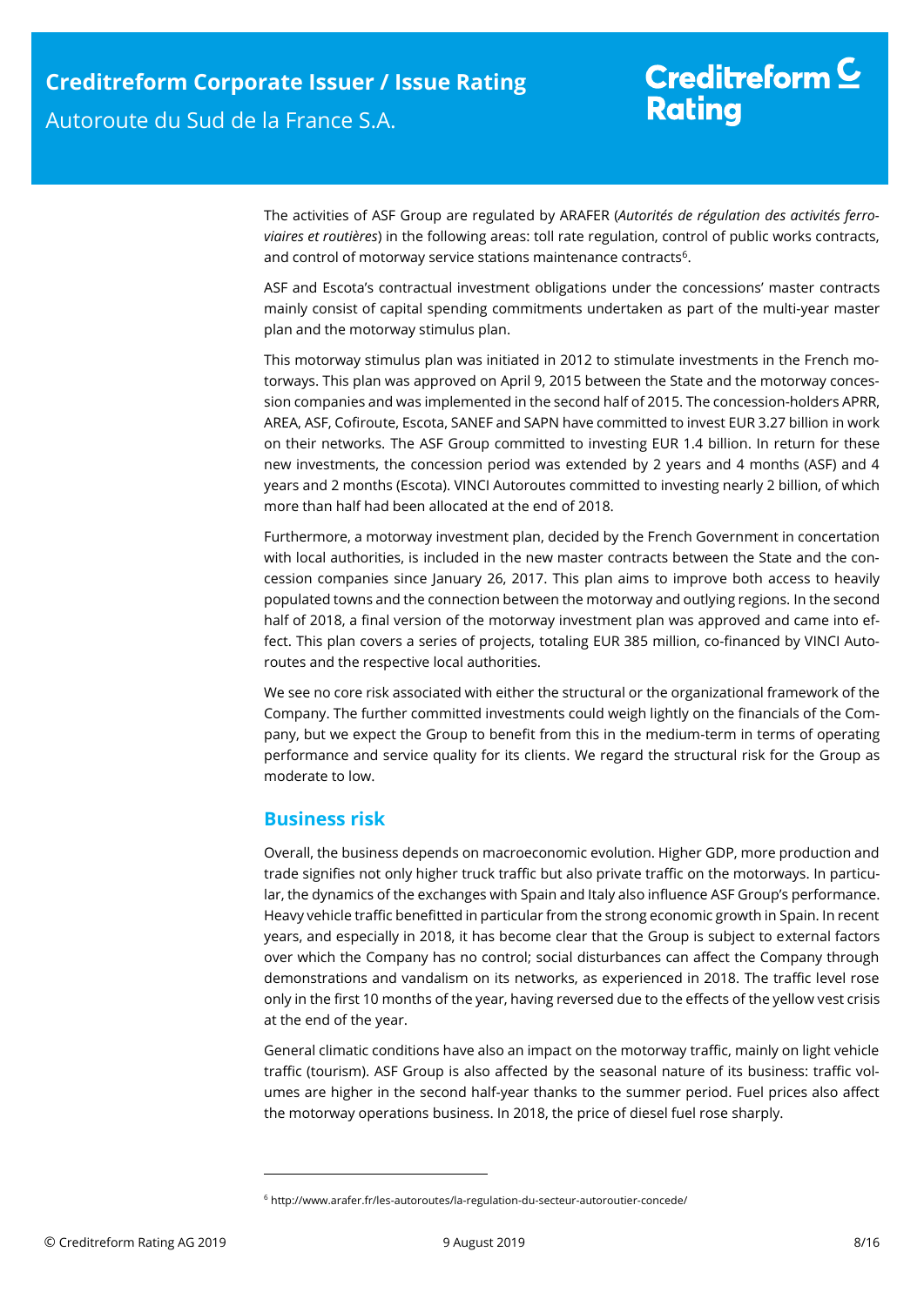The activities of ASF Group are regulated by ARAFER (*Autorités de régulation des activités ferroviaires et routières*) in the following areas: toll rate regulation, control of public works contracts, and control of motorway service stations maintenance contracts[6].

ASF and Escota's contractual investment obligations under the concessions' master contracts mainly consist of capital spending commitments undertaken as part of the multi-year master plan and the motorway stimulus plan.

This motorway stimulus plan was initiated in 2012 to stimulate investments in the French motorways. This plan was approved on April 9, 2015 between the State and the motorway concession companies and was implemented in the second half of 2015. The concession-holders APRR, AREA, ASF, Cofiroute, Escota, SANEF and SAPN have committed to invest EUR 3.27 billion in work on their networks. The ASF Group committed to investing EUR 1.4 billion. In return for these new investments, the concession period was extended by 2 years and 4 months (ASF) and 4 years and 2 months (Escota). VINCI Autoroutes committed to investing nearly 2 billion, of which more than half had been allocated at the end of 2018.

Furthermore, a motorway investment plan, decided by the French Government in concertation with local authorities, is included in the new master contracts between the State and the concession companies since January 26, 2017. This plan aims to improve both access to heavily populated towns and the connection between the motorway and outlying regions. In the second half of 2018, a final version of the motorway investment plan was approved and came into effect. This plan covers a series of projects, totaling EUR 385 million, co-financed by VINCI Autoroutes and the respective local authorities.

We see no core risk associated with either the structural or the organizational framework of the Company. The further committed investments could weigh lightly on the financials of the Company, but we expect the Group to benefit from this in the medium-term in terms of operating performance and service quality for its clients. We regard the structural risk for the Group as moderate to low.

## Business risk

Overall, the business depends on macroeconomic evolution. Higher GDP, more production and trade signifies not only higher truck traffic but also private traffic on the motorways. In particular, the dynamics of the exchanges with Spain and Italy also influence ASF Group's performance. Heavy vehicle traffic benefitted in particular from the strong economic growth in Spain. In recent years, and especially in 2018, it has become clear that the Group is subject to external factors over which the Company has no control; social disturbances can affect the Company through demonstrations and vandalism on its networks, as experienced in 2018. The traffic level rose only in the first 10 months of the year, having reversed due to the effects of the yellow vest crisis at the end of the year.

General climatic conditions have also an impact on the motorway traffic, mainly on light vehicle traffic (tourism). ASF Group is also affected by the seasonal nature of its business: traffic volumes are higher in the second half-year thanks to the summer period. Fuel prices also affect the motorway operations business. In 2018, the price of diesel fuel rose sharply.

---

[6] http://www.arafer.fr/les-autoroutes/la-regulation-du-secteur-autoroutier-concede/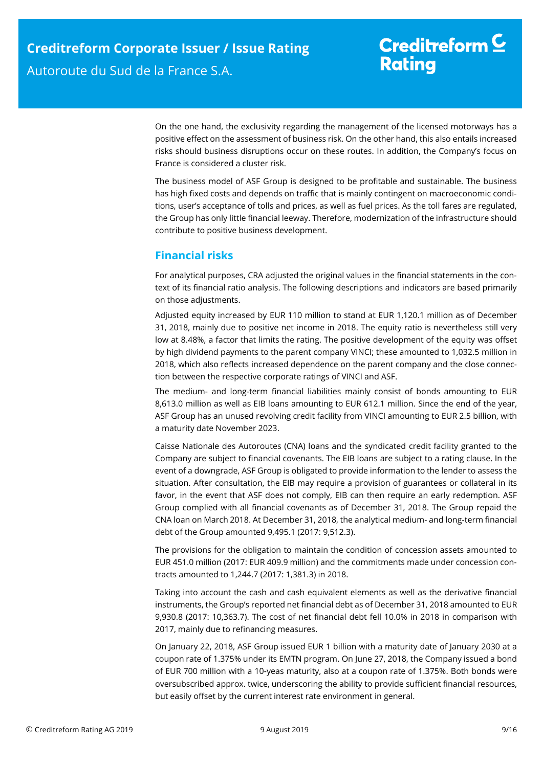On the one hand, the exclusivity regarding the management of the licensed motorways has a positive effect on the assessment of business risk. On the other hand, this also entails increased risks should business disruptions occur on these routes. In addition, the Company's focus on France is considered a cluster risk.

The business model of ASF Group is designed to be profitable and sustainable. The business has high fixed costs and depends on traffic that is mainly contingent on macroeconomic conditions, user's acceptance of tolls and prices, as well as fuel prices. As the toll fares are regulated, the Group has only little financial leeway. Therefore, modernization of the infrastructure should contribute to positive business development.

## Financial risks

For analytical purposes, CRA adjusted the original values in the financial statements in the context of its financial ratio analysis. The following descriptions and indicators are based primarily on those adjustments.

Adjusted equity increased by EUR 110 million to stand at EUR 1,120.1 million as of December 31, 2018, mainly due to positive net income in 2018. The equity ratio is nevertheless still very low at 8.48%, a factor that limits the rating. The positive development of the equity was offset by high dividend payments to the parent company VINCI; these amounted to 1,032.5 million in 2018, which also reflects increased dependence on the parent company and the close connection between the respective corporate ratings of VINCI and ASF.

The medium- and long-term financial liabilities mainly consist of bonds amounting to EUR 8,613.0 million as well as EIB loans amounting to EUR 612.1 million. Since the end of the year, ASF Group has an unused revolving credit facility from VINCI amounting to EUR 2.5 billion, with a maturity date November 2023.

Caisse Nationale des Autoroutes (CNA) loans and the syndicated credit facility granted to the Company are subject to financial covenants. The EIB loans are subject to a rating clause. In the event of a downgrade, ASF Group is obligated to provide information to the lender to assess the situation. After consultation, the EIB may require a provision of guarantees or collateral in its favor, in the event that ASF does not comply, EIB can then require an early redemption. ASF Group complied with all financial covenants as of December 31, 2018. The Group repaid the CNA loan on March 2018. At December 31, 2018, the analytical medium- and long-term financial debt of the Group amounted 9,495.1 (2017: 9,512.3).

The provisions for the obligation to maintain the condition of concession assets amounted to EUR 451.0 million (2017: EUR 409.9 million) and the commitments made under concession contracts amounted to 1,244.7 (2017: 1,381.3) in 2018.

Taking into account the cash and cash equivalent elements as well as the derivative financial instruments, the Group's reported net financial debt as of December 31, 2018 amounted to EUR 9,930.8 (2017: 10,363.7). The cost of net financial debt fell 10.0% in 2018 in comparison with 2017, mainly due to refinancing measures.

On January 22, 2018, ASF Group issued EUR 1 billion with a maturity date of January 2030 at a coupon rate of 1.375% under its EMTN program. On June 27, 2018, the Company issued a bond of EUR 700 million with a 10-yeas maturity, also at a coupon rate of 1.375%. Both bonds were oversubscribed approx. twice, underscoring the ability to provide sufficient financial resources, but easily offset by the current interest rate environment in general.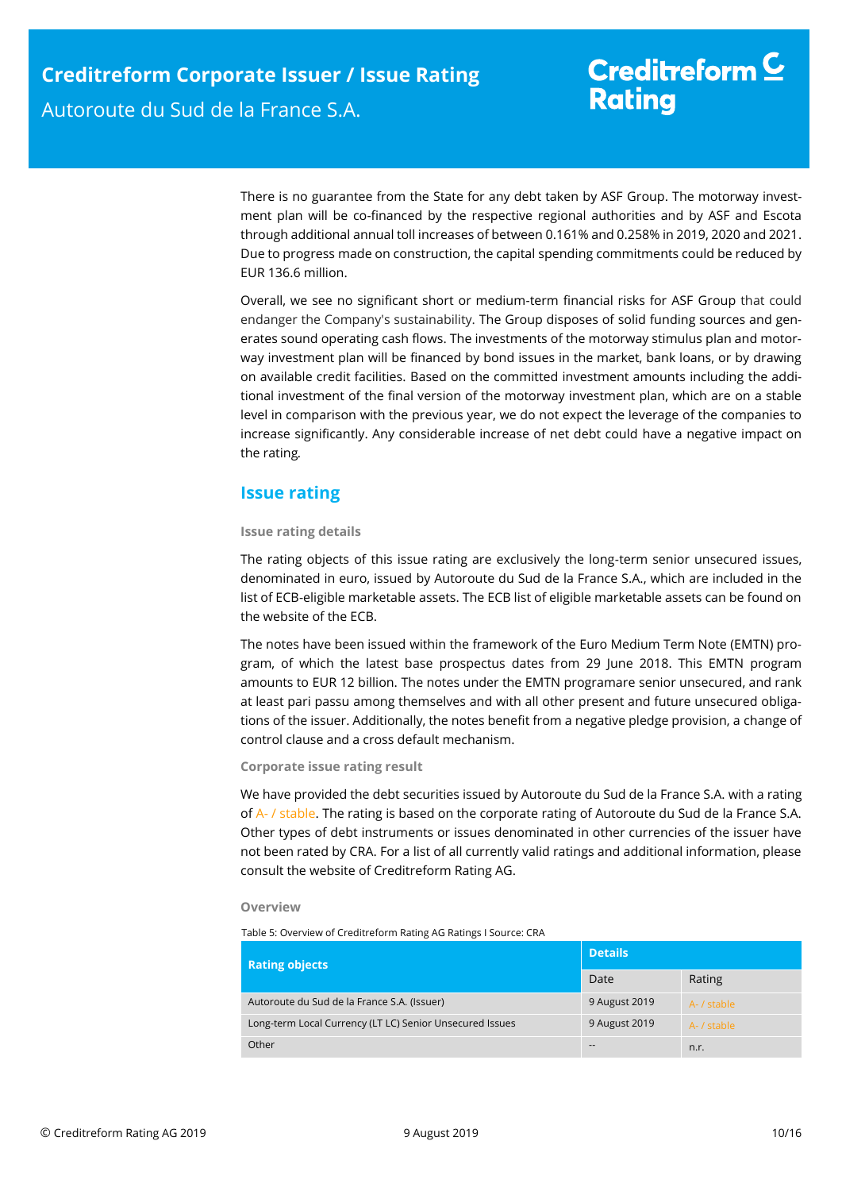There is no guarantee from the State for any debt taken by ASF Group. The motorway investment plan will be co-financed by the respective regional authorities and by ASF and Escota through additional annual toll increases of between 0.161% and 0.258% in 2019, 2020 and 2021. Due to progress made on construction, the capital spending commitments could be reduced by EUR 136.6 million.

Overall, we see no significant short or medium-term financial risks for ASF Group that could endanger the Company's sustainability. The Group disposes of solid funding sources and generates sound operating cash flows. The investments of the motorway stimulus plan and motorway investment plan will be financed by bond issues in the market, bank loans, or by drawing on available credit facilities. Based on the committed investment amounts including the additional investment of the final version of the motorway investment plan, which are on a stable level in comparison with the previous year, we do not expect the leverage of the companies to increase significantly. Any considerable increase of net debt could have a negative impact on the rating.

## Issue rating

#### Issue rating details

The rating objects of this issue rating are exclusively the long-term senior unsecured issues, denominated in euro, issued by Autoroute du Sud de la France S.A., which are included in the list of ECB-eligible marketable assets. The ECB list of eligible marketable assets can be found on the website of the ECB.

The notes have been issued within the framework of the Euro Medium Term Note (EMTN) program, of which the latest base prospectus dates from 29 June 2018. This EMTN program amounts to EUR 12 billion. The notes under the EMTN programare senior unsecured, and rank at least pari passu among themselves and with all other present and future unsecured obligations of the issuer. Additionally, the notes benefit from a negative pledge provision, a change of control clause and a cross default mechanism.

#### Corporate issue rating result

We have provided the debt securities issued by Autoroute du Sud de la France S.A. with a rating of A- / stable. The rating is based on the corporate rating of Autoroute du Sud de la France S.A. Other types of debt instruments or issues denominated in other currencies of the issuer have not been rated by CRA. For a list of all currently valid ratings and additional information, please consult the website of Creditreform Rating AG.

#### Overview

Table 5: Overview of Creditreform Rating AG Ratings I Source: CRA

| Rating objects | Details | |
|---|---|---|
| | Date | Rating |
| Autoroute du Sud de la France S.A. (Issuer) | 9 August 2019 | A- / stable |
| Long-term Local Currency (LT LC) Senior Unsecured Issues | 9 August 2019 | A- / stable |
| Other | -- | n.r. |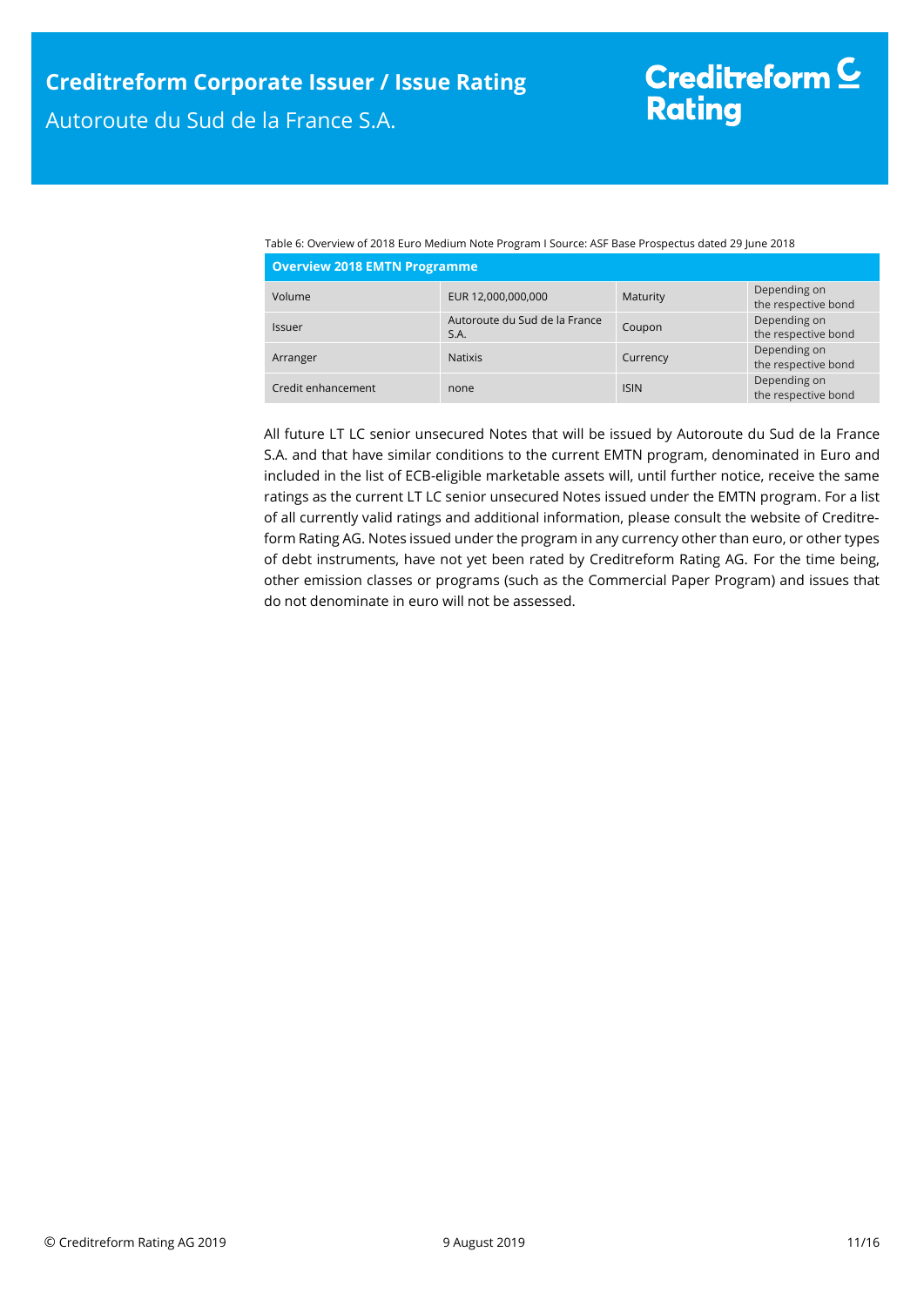Table 6: Overview of 2018 Euro Medium Note Program I Source: ASF Base Prospectus dated 29 June 2018

| Overview 2018 EMTN Programme | | | |
|---|---|---|---|
| Volume | EUR 12,000,000,000 | Maturity | Depending on the respective bond |
| Issuer | Autoroute du Sud de la France S.A. | Coupon | Depending on the respective bond |
| Arranger | Natixis | Currency | Depending on the respective bond |
| Credit enhancement | none | ISIN | Depending on the respective bond |

All future LT LC senior unsecured Notes that will be issued by Autoroute du Sud de la France S.A. and that have similar conditions to the current EMTN program, denominated in Euro and included in the list of ECB-eligible marketable assets will, until further notice, receive the same ratings as the current LT LC senior unsecured Notes issued under the EMTN program. For a list of all currently valid ratings and additional information, please consult the website of Creditreform Rating AG. Notes issued under the program in any currency other than euro, or other types of debt instruments, have not yet been rated by Creditreform Rating AG. For the time being, other emission classes or programs (such as the Commercial Paper Program) and issues that do not denominate in euro will not be assessed.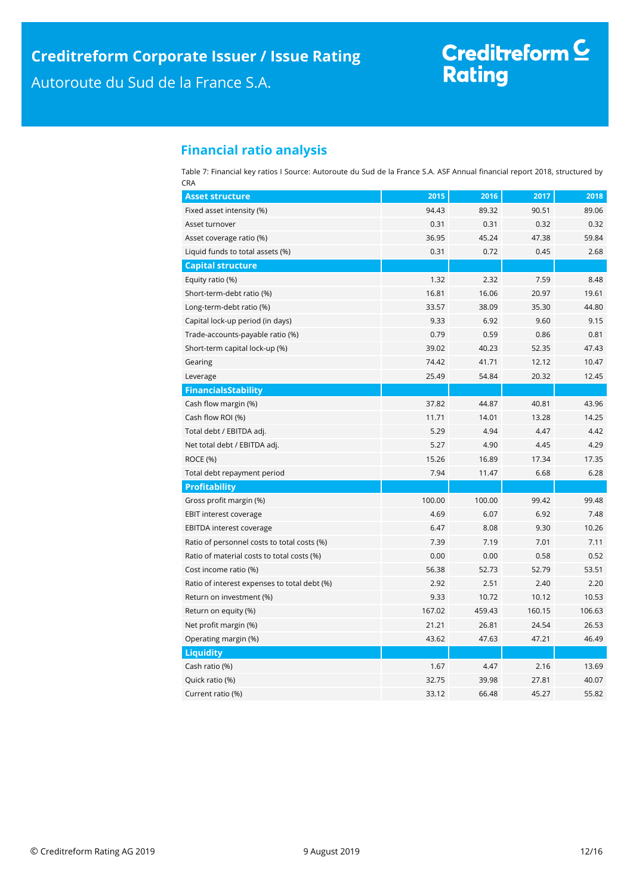## Financial ratio analysis

Table 7: Financial key ratios I Source: Autoroute du Sud de la France S.A. ASF Annual financial report 2018, structured by CRA

| Asset structure | 2015 | 2016 | 2017 | 2018 |
|---|---|---|---|---|
| Fixed asset intensity (%) | 94.43 | 89.32 | 90.51 | 89.06 |
| Asset turnover | 0.31 | 0.31 | 0.32 | 0.32 |
| Asset coverage ratio (%) | 36.95 | 45.24 | 47.38 | 59.84 |
| Liquid funds to total assets (%) | 0.31 | 0.72 | 0.45 | 2.68 |
| **Capital structure** | | | | |
| Equity ratio (%) | 1.32 | 2.32 | 7.59 | 8.48 |
| Short-term-debt ratio (%) | 16.81 | 16.06 | 20.97 | 19.61 |
| Long-term-debt ratio (%) | 33.57 | 38.09 | 35.30 | 44.80 |
| Capital lock-up period (in days) | 9.33 | 6.92 | 9.60 | 9.15 |
| Trade-accounts-payable ratio (%) | 0.79 | 0.59 | 0.86 | 0.81 |
| Short-term capital lock-up (%) | 39.02 | 40.23 | 52.35 | 47.43 |
| Gearing | 74.42 | 41.71 | 12.12 | 10.47 |
| Leverage | 25.49 | 54.84 | 20.32 | 12.45 |
| **FinancialsStability** | | | | |
| Cash flow margin (%) | 37.82 | 44.87 | 40.81 | 43.96 |
| Cash flow ROI (%) | 11.71 | 14.01 | 13.28 | 14.25 |
| Total debt / EBITDA adj. | 5.29 | 4.94 | 4.47 | 4.42 |
| Net total debt / EBITDA adj. | 5.27 | 4.90 | 4.45 | 4.29 |
| ROCE (%) | 15.26 | 16.89 | 17.34 | 17.35 |
| Total debt repayment period | 7.94 | 11.47 | 6.68 | 6.28 |
| **Profitability** | | | | |
| Gross profit margin (%) | 100.00 | 100.00 | 99.42 | 99.48 |
| EBIT interest coverage | 4.69 | 6.07 | 6.92 | 7.48 |
| EBITDA interest coverage | 6.47 | 8.08 | 9.30 | 10.26 |
| Ratio of personnel costs to total costs (%) | 7.39 | 7.19 | 7.01 | 7.11 |
| Ratio of material costs to total costs (%) | 0.00 | 0.00 | 0.58 | 0.52 |
| Cost income ratio (%) | 56.38 | 52.73 | 52.79 | 53.51 |
| Ratio of interest expenses to total debt (%) | 2.92 | 2.51 | 2.40 | 2.20 |
| Return on investment (%) | 9.33 | 10.72 | 10.12 | 10.53 |
| Return on equity (%) | 167.02 | 459.43 | 160.15 | 106.63 |
| Net profit margin (%) | 21.21 | 26.81 | 24.54 | 26.53 |
| Operating margin (%) | 43.62 | 47.63 | 47.21 | 46.49 |
| **Liquidity** | | | | |
| Cash ratio (%) | 1.67 | 4.47 | 2.16 | 13.69 |
| Quick ratio (%) | 32.75 | 39.98 | 27.81 | 40.07 |
| Current ratio (%) | 33.12 | 66.48 | 45.27 | 55.82 |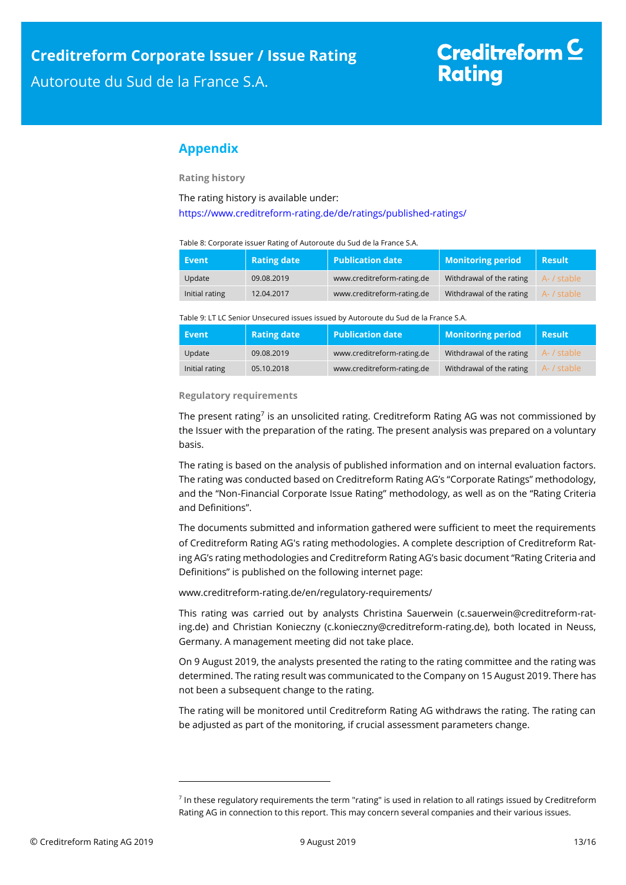## Appendix

### Rating history

The rating history is available under:
https://www.creditreform-rating.de/de/ratings/published-ratings/

Table 8: Corporate issuer Rating of Autoroute du Sud de la France S.A.

| Event | Rating date | Publication date | Monitoring period | Result |
|---|---|---|---|---|
| Update | 09.08.2019 | www.creditreform-rating.de | Withdrawal of the rating | A- / stable |
| Initial rating | 12.04.2017 | www.creditreform-rating.de | Withdrawal of the rating | A- / stable |

Table 9: LT LC Senior Unsecured issues issued by Autoroute du Sud de la France S.A.

| Event | Rating date | Publication date | Monitoring period | Result |
|---|---|---|---|---|
| Update | 09.08.2019 | www.creditreform-rating.de | Withdrawal of the rating | A- / stable |
| Initial rating | 05.10.2018 | www.creditreform-rating.de | Withdrawal of the rating | A- / stable |

### Regulatory requirements

The present rating[7] is an unsolicited rating. Creditreform Rating AG was not commissioned by the Issuer with the preparation of the rating. The present analysis was prepared on a voluntary basis.

The rating is based on the analysis of published information and on internal evaluation factors. The rating was conducted based on Creditreform Rating AG's "Corporate Ratings" methodology, and the "Non-Financial Corporate Issue Rating" methodology, as well as on the "Rating Criteria and Definitions".

The documents submitted and information gathered were sufficient to meet the requirements of Creditreform Rating AG's rating methodologies. A complete description of Creditreform Rating AG's rating methodologies and Creditreform Rating AG's basic document "Rating Criteria and Definitions" is published on the following internet page:

www.creditreform-rating.de/en/regulatory-requirements/

This rating was carried out by analysts Christina Sauerwein (c.sauerwein@creditreform-rating.de) and Christian Konieczny (c.konieczny@creditreform-rating.de), both located in Neuss, Germany. A management meeting did not take place.

On 9 August 2019, the analysts presented the rating to the rating committee and the rating was determined. The rating result was communicated to the Company on 15 August 2019. There has not been a subsequent change to the rating.

The rating will be monitored until Creditreform Rating AG withdraws the rating. The rating can be adjusted as part of the monitoring, if crucial assessment parameters change.

---

[7] In these regulatory requirements the term "rating" is used in relation to all ratings issued by Creditreform Rating AG in connection to this report. This may concern several companies and their various issues.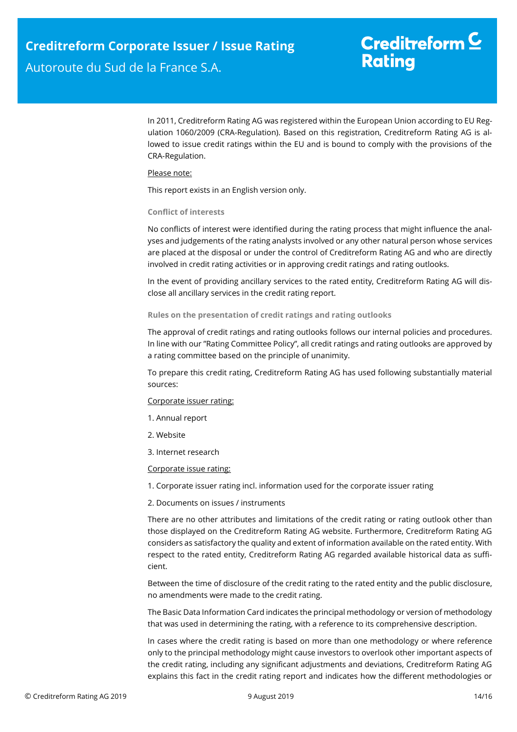In 2011, Creditreform Rating AG was registered within the European Union according to EU Regulation 1060/2009 (CRA-Regulation). Based on this registration, Creditreform Rating AG is allowed to issue credit ratings within the EU and is bound to comply with the provisions of the CRA-Regulation.

Please note:

This report exists in an English version only.

### Conflict of interests

No conflicts of interest were identified during the rating process that might influence the analyses and judgements of the rating analysts involved or any other natural person whose services are placed at the disposal or under the control of Creditreform Rating AG and who are directly involved in credit rating activities or in approving credit ratings and rating outlooks.

In the event of providing ancillary services to the rated entity, Creditreform Rating AG will disclose all ancillary services in the credit rating report.

### Rules on the presentation of credit ratings and rating outlooks

The approval of credit ratings and rating outlooks follows our internal policies and procedures. In line with our "Rating Committee Policy", all credit ratings and rating outlooks are approved by a rating committee based on the principle of unanimity.

To prepare this credit rating, Creditreform Rating AG has used following substantially material sources:

Corporate issuer rating:

1. Annual report
2. Website
3. Internet research

Corporate issue rating:

1. Corporate issuer rating incl. information used for the corporate issuer rating
2. Documents on issues / instruments

There are no other attributes and limitations of the credit rating or rating outlook other than those displayed on the Creditreform Rating AG website. Furthermore, Creditreform Rating AG considers as satisfactory the quality and extent of information available on the rated entity. With respect to the rated entity, Creditreform Rating AG regarded available historical data as sufficient.

Between the time of disclosure of the credit rating to the rated entity and the public disclosure, no amendments were made to the credit rating.

The Basic Data Information Card indicates the principal methodology or version of methodology that was used in determining the rating, with a reference to its comprehensive description.

In cases where the credit rating is based on more than one methodology or where reference only to the principal methodology might cause investors to overlook other important aspects of the credit rating, including any significant adjustments and deviations, Creditreform Rating AG explains this fact in the credit rating report and indicates how the different methodologies or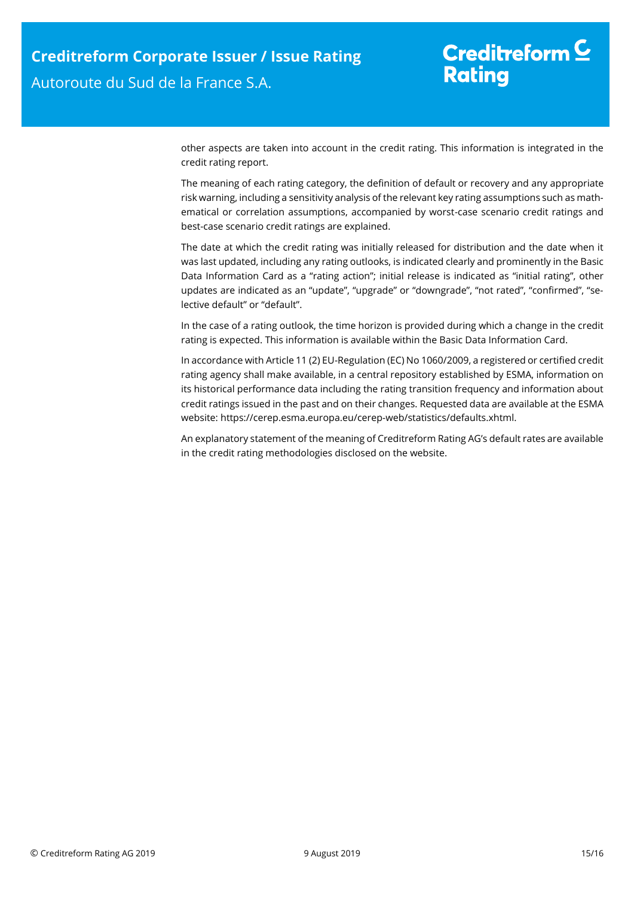other aspects are taken into account in the credit rating. This information is integrated in the credit rating report.

The meaning of each rating category, the definition of default or recovery and any appropriate risk warning, including a sensitivity analysis of the relevant key rating assumptions such as mathematical or correlation assumptions, accompanied by worst-case scenario credit ratings and best-case scenario credit ratings are explained.

The date at which the credit rating was initially released for distribution and the date when it was last updated, including any rating outlooks, is indicated clearly and prominently in the Basic Data Information Card as a "rating action"; initial release is indicated as "initial rating", other updates are indicated as an "update", "upgrade" or "downgrade", "not rated", "confirmed", "selective default" or "default".

In the case of a rating outlook, the time horizon is provided during which a change in the credit rating is expected. This information is available within the Basic Data Information Card.

In accordance with Article 11 (2) EU-Regulation (EC) No 1060/2009, a registered or certified credit rating agency shall make available, in a central repository established by ESMA, information on its historical performance data including the rating transition frequency and information about credit ratings issued in the past and on their changes. Requested data are available at the ESMA website: https://cerep.esma.europa.eu/cerep-web/statistics/defaults.xhtml.

An explanatory statement of the meaning of Creditreform Rating AG's default rates are available in the credit rating methodologies disclosed on the website.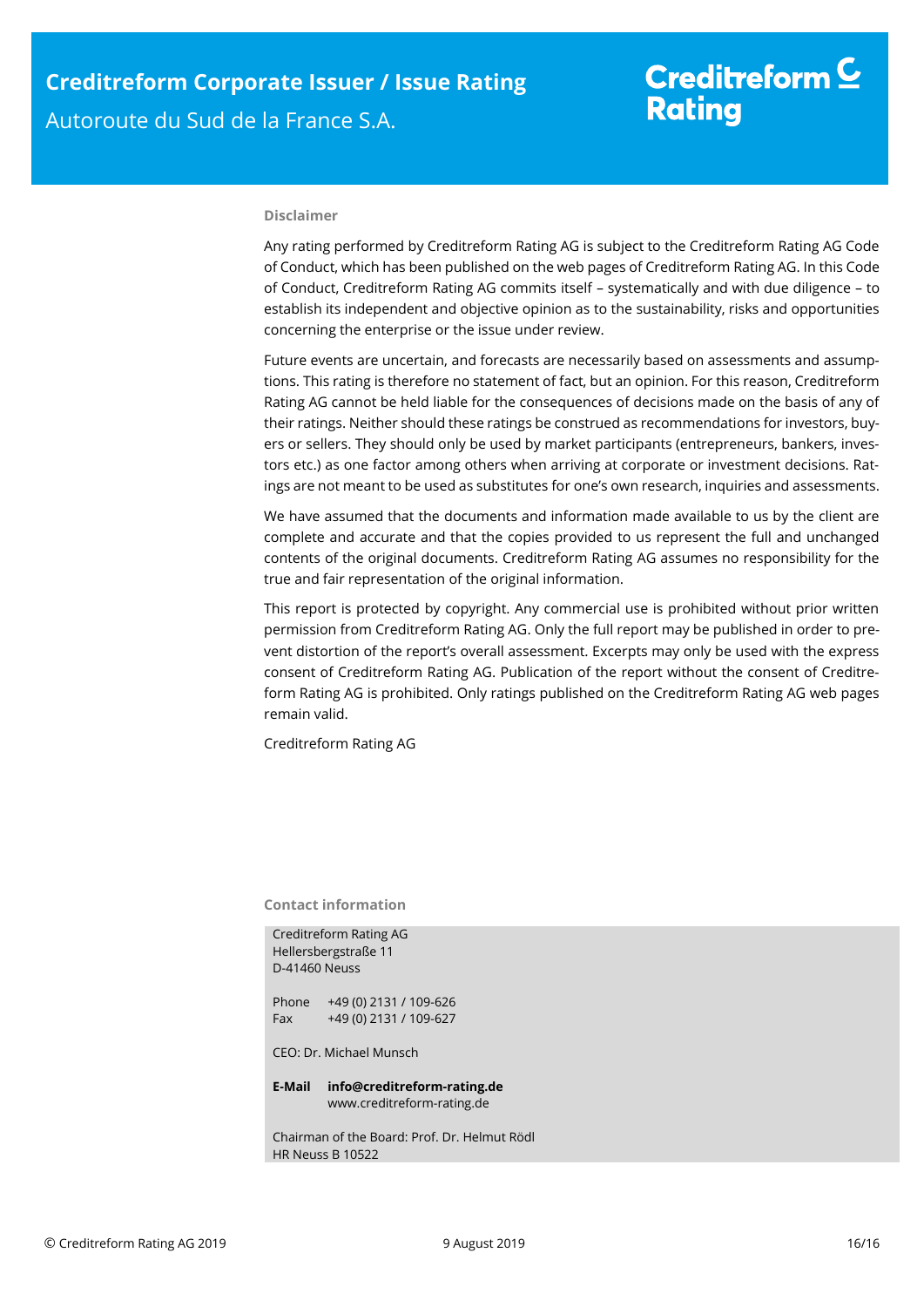## Disclaimer

Any rating performed by Creditreform Rating AG is subject to the Creditreform Rating AG Code of Conduct, which has been published on the web pages of Creditreform Rating AG. In this Code of Conduct, Creditreform Rating AG commits itself – systematically and with due diligence – to establish its independent and objective opinion as to the sustainability, risks and opportunities concerning the enterprise or the issue under review.

Future events are uncertain, and forecasts are necessarily based on assessments and assumptions. This rating is therefore no statement of fact, but an opinion. For this reason, Creditreform Rating AG cannot be held liable for the consequences of decisions made on the basis of any of their ratings. Neither should these ratings be construed as recommendations for investors, buyers or sellers. They should only be used by market participants (entrepreneurs, bankers, investors etc.) as one factor among others when arriving at corporate or investment decisions. Ratings are not meant to be used as substitutes for one's own research, inquiries and assessments.

We have assumed that the documents and information made available to us by the client are complete and accurate and that the copies provided to us represent the full and unchanged contents of the original documents. Creditreform Rating AG assumes no responsibility for the true and fair representation of the original information.

This report is protected by copyright. Any commercial use is prohibited without prior written permission from Creditreform Rating AG. Only the full report may be published in order to prevent distortion of the report's overall assessment. Excerpts may only be used with the express consent of Creditreform Rating AG. Publication of the report without the consent of Creditreform Rating AG is prohibited. Only ratings published on the Creditreform Rating AG web pages remain valid.

Creditreform Rating AG

## Contact information

Creditreform Rating AG
Hellersbergstraße 11
D-41460 Neuss

Phone +49 (0) 2131 / 109-626
Fax +49 (0) 2131 / 109-627

CEO: Dr. Michael Munsch

**E-Mail** **info@creditreform-rating.de**
www.creditreform-rating.de

Chairman of the Board: Prof. Dr. Helmut Rödl
HR Neuss B 10522